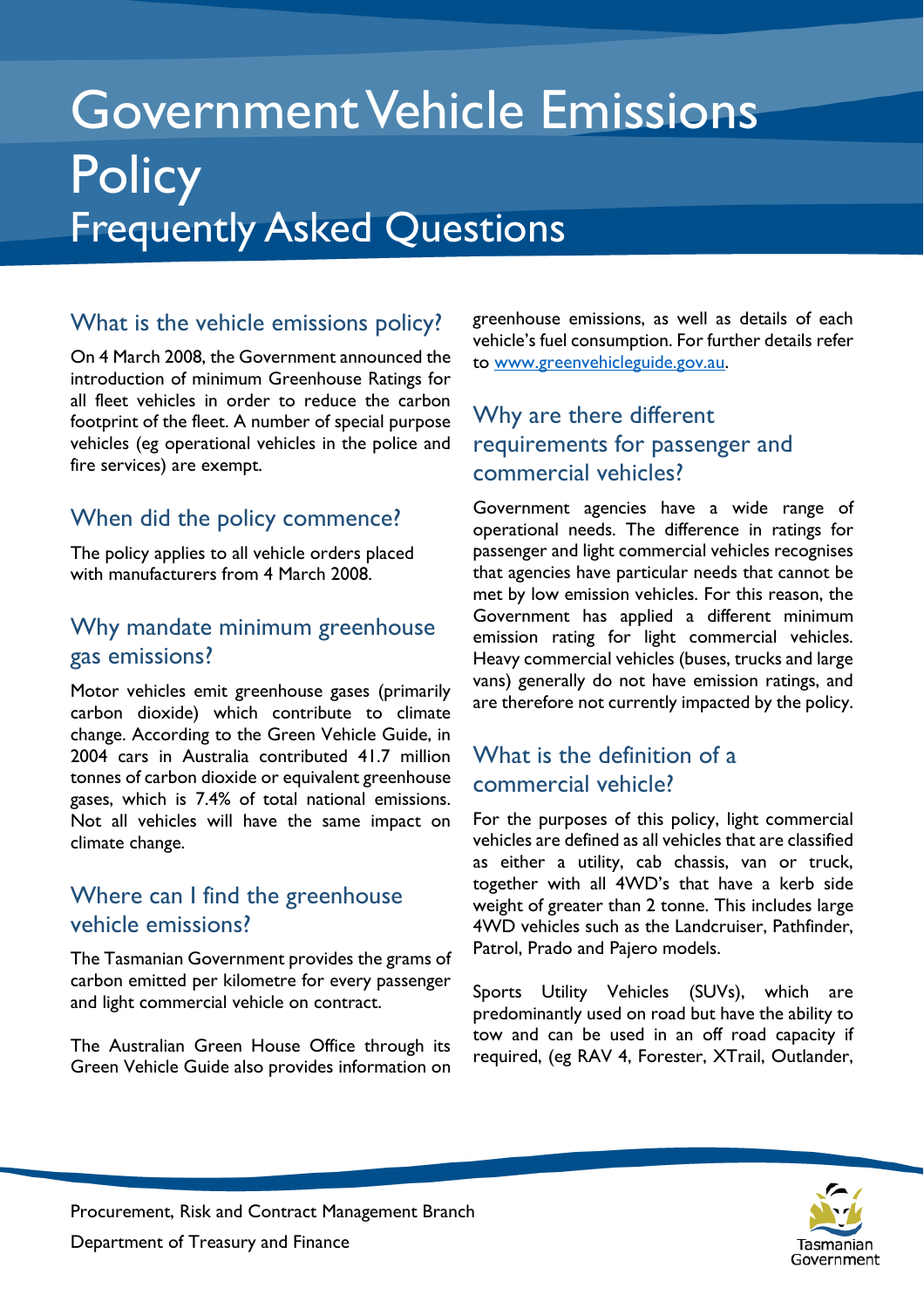# Government Vehicle Emissions Policy

## Frequently Asked Questions

### What is the vehicle emissions policy?

On 4 March 2008, the Government announced the introduction of minimum Greenhouse Ratings for all fleet vehicles in order to reduce the carbon footprint of the fleet. A number of special purpose vehicles (eg operational vehicles in the police and fire services) are exempt.

### When did the policy commence?

The policy applies to all vehicle orders placed with manufacturers from 4 March 2008.

### Why mandate minimum greenhouse gas emissions?

Motor vehicles emit greenhouse gases (primarily carbon dioxide) which contribute to climate change. According to the Green Vehicle Guide, in 2004 cars in Australia contributed 41.7 million tonnes of carbon dioxide or equivalent greenhouse gases, which is 7.4% of total national emissions. Not all vehicles will have the same impact on climate change.

### Where can I find the greenhouse vehicle emissions?

The Tasmanian Government provides the grams of carbon emitted per kilometre for every passenger and light commercial vehicle on contract.

The Australian Green House Office through its Green Vehicle Guide also provides information on greenhouse emissions, as well as details of each vehicle's fuel consumption. For further details refer to www.greenvehicleguide.gov.au.

### Why are there different requirements for passenger and commercial vehicles?

Government agencies have a wide range of operational needs. The difference in ratings for passenger and light commercial vehicles recognises that agencies have particular needs that cannot be met by low emission vehicles. For this reason, the Government has applied a different minimum emission rating for light commercial vehicles. Heavy commercial vehicles (buses, trucks and large vans) generally do not have emission ratings, and are therefore not currently impacted by the policy.

### What is the definition of a commercial vehicle?

For the purposes of this policy, light commercial vehicles are defined as all vehicles that are classified as either a utility, cab chassis, van or truck, together with all 4WD's that have a kerb side weight of greater than 2 tonne. This includes large 4WD vehicles such as the Landcruiser, Pathfinder, Patrol, Prado and Pajero models.

Sports Utility Vehicles (SUVs), which are predominantly used on road but have the ability to tow and can be used in an off road capacity if required, (eg RAV 4, Forester, XTrail, Outlander,

Procurement, Risk and Contract Management Branch
Department of Treasury and Finance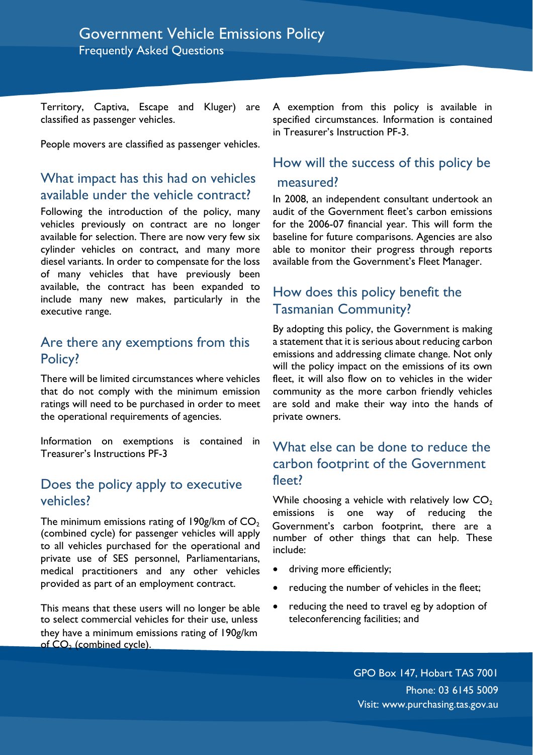Territory, Captiva, Escape and Kluger) are classified as passenger vehicles.

People movers are classified as passenger vehicles.

## What impact has this had on vehicles available under the vehicle contract?

Following the introduction of the policy, many vehicles previously on contract are no longer available for selection. There are now very few six cylinder vehicles on contract, and many more diesel variants. In order to compensate for the loss of many vehicles that have previously been available, the contract has been expanded to include many new makes, particularly in the executive range.

## Are there any exemptions from this Policy?

There will be limited circumstances where vehicles that do not comply with the minimum emission ratings will need to be purchased in order to meet the operational requirements of agencies.

Information on exemptions is contained in Treasurer's Instructions PF-3

## Does the policy apply to executive vehicles?

The minimum emissions rating of 190g/km of $CO_2$ (combined cycle) for passenger vehicles will apply to all vehicles purchased for the operational and private use of SES personnel, Parliamentarians, medical practitioners and any other vehicles provided as part of an employment contract.

This means that these users will no longer be able to select commercial vehicles for their use, unless they have a minimum emissions rating of 190g/km of $CO_2$ (combined cycle).

A exemption from this policy is available in specified circumstances. Information is contained in Treasurer's Instruction PF-3.

## How will the success of this policy be measured?

In 2008, an independent consultant undertook an audit of the Government fleet's carbon emissions for the 2006-07 financial year. This will form the baseline for future comparisons. Agencies are also able to monitor their progress through reports available from the Government's Fleet Manager.

## How does this policy benefit the Tasmanian Community?

By adopting this policy, the Government is making a statement that it is serious about reducing carbon emissions and addressing climate change. Not only will the policy impact on the emissions of its own fleet, it will also flow on to vehicles in the wider community as the more carbon friendly vehicles are sold and make their way into the hands of private owners.

## What else can be done to reduce the carbon footprint of the Government fleet?

While choosing a vehicle with relatively low $CO_2$ emissions is one way of reducing the Government's carbon footprint, there are a number of other things that can help. These include:

- driving more efficiently;
- reducing the number of vehicles in the fleet;
- reducing the need to travel eg by adoption of teleconferencing facilities; and

GPO Box 147, Hobart TAS 7001
Phone: 03 6145 5009
Visit: www.purchasing.tas.gov.au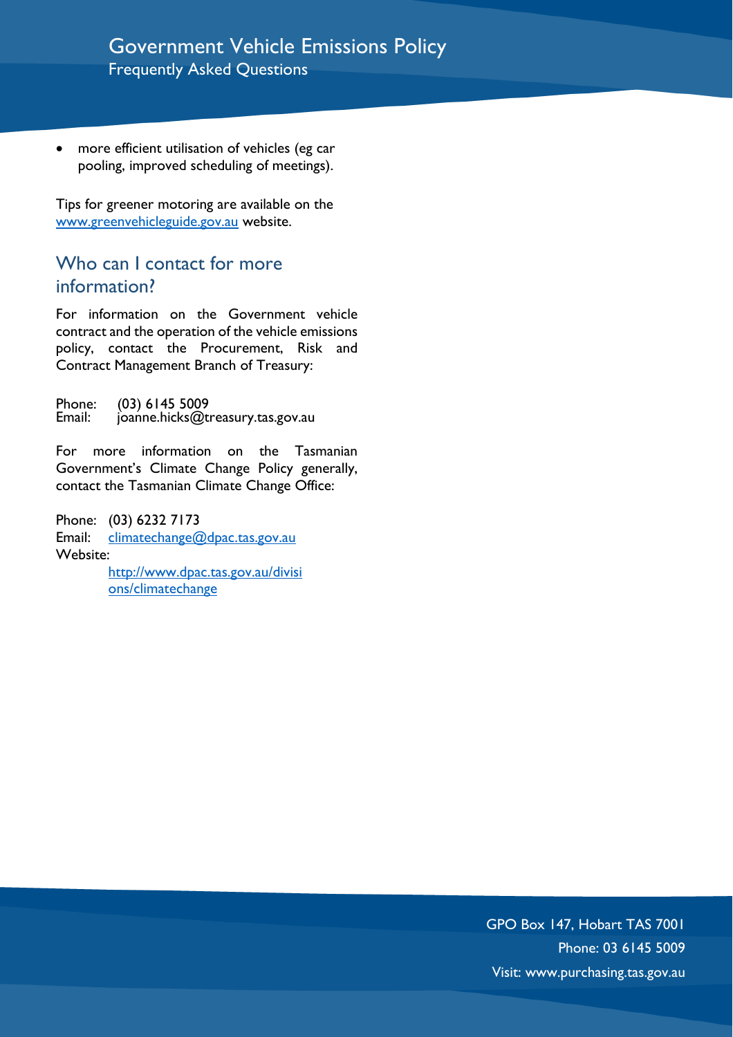- more efficient utilisation of vehicles (eg car pooling, improved scheduling of meetings).

Tips for greener motoring are available on the [www.greenvehicleguide.gov.au](http://www.greenvehicleguide.gov.au) website.

## Who can I contact for more information?

For information on the Government vehicle contract and the operation of the vehicle emissions policy, contact the Procurement, Risk and Contract Management Branch of Treasury:

Phone: (03) 6145 5009
Email: joanne.hicks@treasury.tas.gov.au

For more information on the Tasmanian Government's Climate Change Policy generally, contact the Tasmanian Climate Change Office:

Phone: (03) 6232 7173
Email: [climatechange@dpac.tas.gov.au](mailto:climatechange@dpac.tas.gov.au)
Website:
[http://www.dpac.tas.gov.au/divisions/climatechange](http://www.dpac.tas.gov.au/divisions/climatechange)

GPO Box 147, Hobart TAS 7001
Phone: 03 6145 5009
Visit: www.purchasing.tas.gov.au